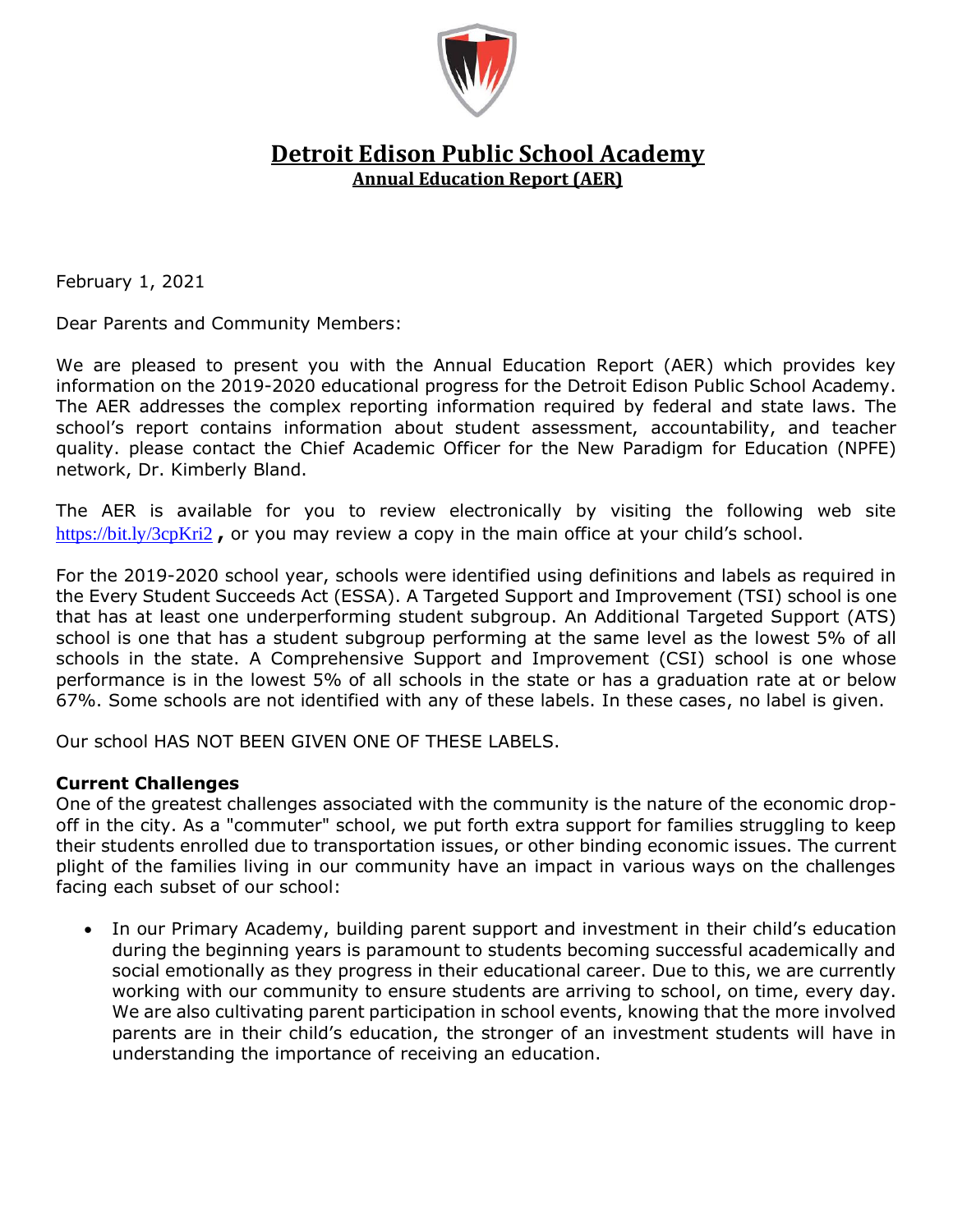# Detroit Edison Public School Academy

## Annual Education Report (AER)

February 1, 2021

Dear Parents and Community Members:

We are pleased to present you with the Annual Education Report (AER) which provides key information on the 2019-2020 educational progress for the Detroit Edison Public School Academy. The AER addresses the complex reporting information required by federal and state laws. The school's report contains information about student assessment, accountability, and teacher quality. please contact the Chief Academic Officer for the New Paradigm for Education (NPFE) network, Dr. Kimberly Bland.

The AER is available for you to review electronically by visiting the following web site https://bit.ly/3cpKri2 **,** or you may review a copy in the main office at your child's school.

For the 2019-2020 school year, schools were identified using definitions and labels as required in the Every Student Succeeds Act (ESSA). A Targeted Support and Improvement (TSI) school is one that has at least one underperforming student subgroup. An Additional Targeted Support (ATS) school is one that has a student subgroup performing at the same level as the lowest 5% of all schools in the state. A Comprehensive Support and Improvement (CSI) school is one whose performance is in the lowest 5% of all schools in the state or has a graduation rate at or below 67%. Some schools are not identified with any of these labels. In these cases, no label is given.

Our school HAS NOT BEEN GIVEN ONE OF THESE LABELS.

**Current Challenges**

One of the greatest challenges associated with the community is the nature of the economic drop-off in the city. As a "commuter" school, we put forth extra support for families struggling to keep their students enrolled due to transportation issues, or other binding economic issues. The current plight of the families living in our community have an impact in various ways on the challenges facing each subset of our school:

- In our Primary Academy, building parent support and investment in their child's education during the beginning years is paramount to students becoming successful academically and social emotionally as they progress in their educational career. Due to this, we are currently working with our community to ensure students are arriving to school, on time, every day. We are also cultivating parent participation in school events, knowing that the more involved parents are in their child's education, the stronger of an investment students will have in understanding the importance of receiving an education.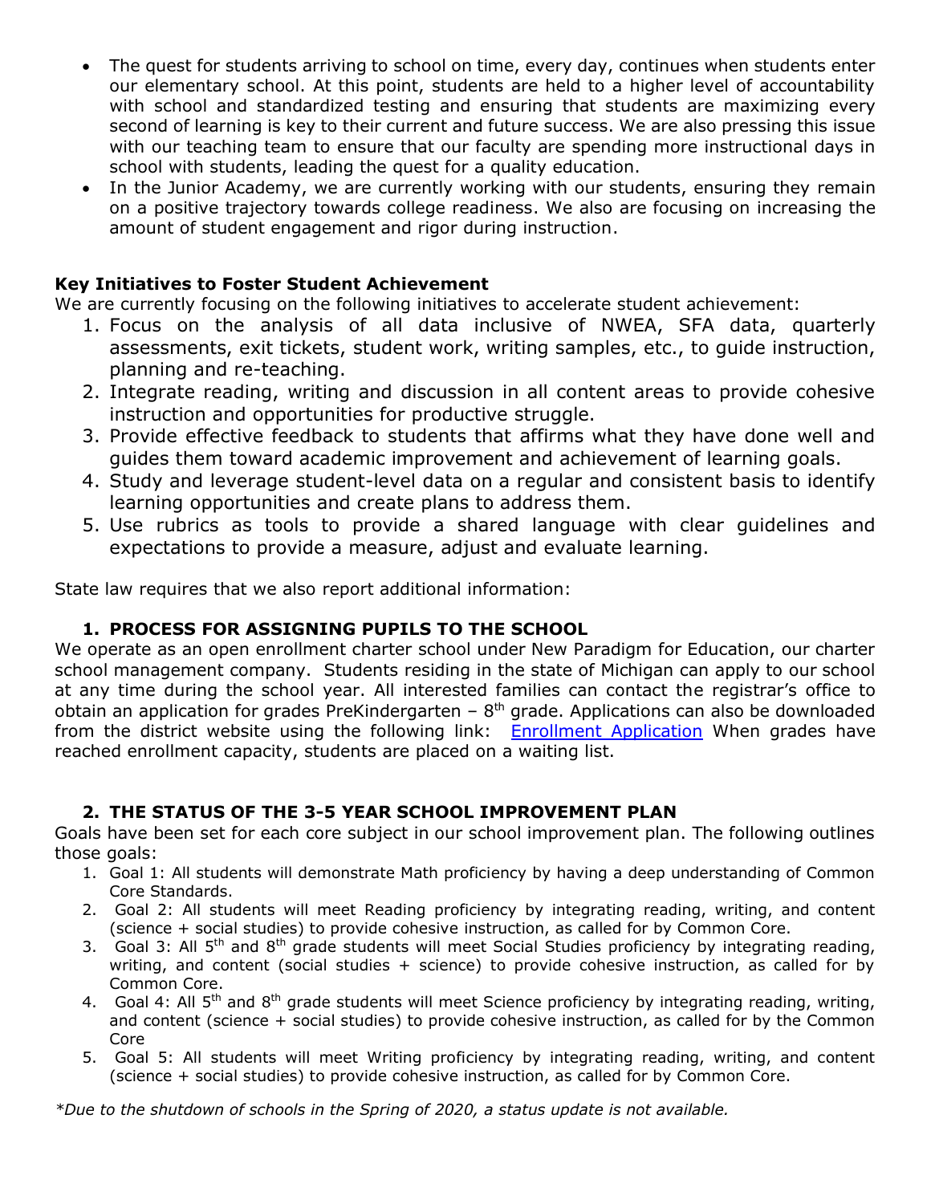- The quest for students arriving to school on time, every day, continues when students enter our elementary school. At this point, students are held to a higher level of accountability with school and standardized testing and ensuring that students are maximizing every second of learning is key to their current and future success. We are also pressing this issue with our teaching team to ensure that our faculty are spending more instructional days in school with students, leading the quest for a quality education.
- In the Junior Academy, we are currently working with our students, ensuring they remain on a positive trajectory towards college readiness. We also are focusing on increasing the amount of student engagement and rigor during instruction.

**Key Initiatives to Foster Student Achievement**

We are currently focusing on the following initiatives to accelerate student achievement:

1. Focus on the analysis of all data inclusive of NWEA, SFA data, quarterly assessments, exit tickets, student work, writing samples, etc., to guide instruction, planning and re-teaching.
2. Integrate reading, writing and discussion in all content areas to provide cohesive instruction and opportunities for productive struggle.
3. Provide effective feedback to students that affirms what they have done well and guides them toward academic improvement and achievement of learning goals.
4. Study and leverage student-level data on a regular and consistent basis to identify learning opportunities and create plans to address them.
5. Use rubrics as tools to provide a shared language with clear guidelines and expectations to provide a measure, adjust and evaluate learning.

State law requires that we also report additional information:

### 1. PROCESS FOR ASSIGNING PUPILS TO THE SCHOOL

We operate as an open enrollment charter school under New Paradigm for Education, our charter school management company. Students residing in the state of Michigan can apply to our school at any time during the school year. All interested families can contact the registrar's office to obtain an application for grades PreKindergarten – 8th grade. Applications can also be downloaded from the district website using the following link: Enrollment Application When grades have reached enrollment capacity, students are placed on a waiting list.

### 2. THE STATUS OF THE 3-5 YEAR SCHOOL IMPROVEMENT PLAN

Goals have been set for each core subject in our school improvement plan. The following outlines those goals:

1. Goal 1: All students will demonstrate Math proficiency by having a deep understanding of Common Core Standards.
2. Goal 2: All students will meet Reading proficiency by integrating reading, writing, and content (science + social studies) to provide cohesive instruction, as called for by Common Core.
3. Goal 3: All 5th and 8th grade students will meet Social Studies proficiency by integrating reading, writing, and content (social studies + science) to provide cohesive instruction, as called for by Common Core.
4. Goal 4: All 5th and 8th grade students will meet Science proficiency by integrating reading, writing, and content (science + social studies) to provide cohesive instruction, as called for by the Common Core
5. Goal 5: All students will meet Writing proficiency by integrating reading, writing, and content (science + social studies) to provide cohesive instruction, as called for by Common Core.

*\*Due to the shutdown of schools in the Spring of 2020, a status update is not available.*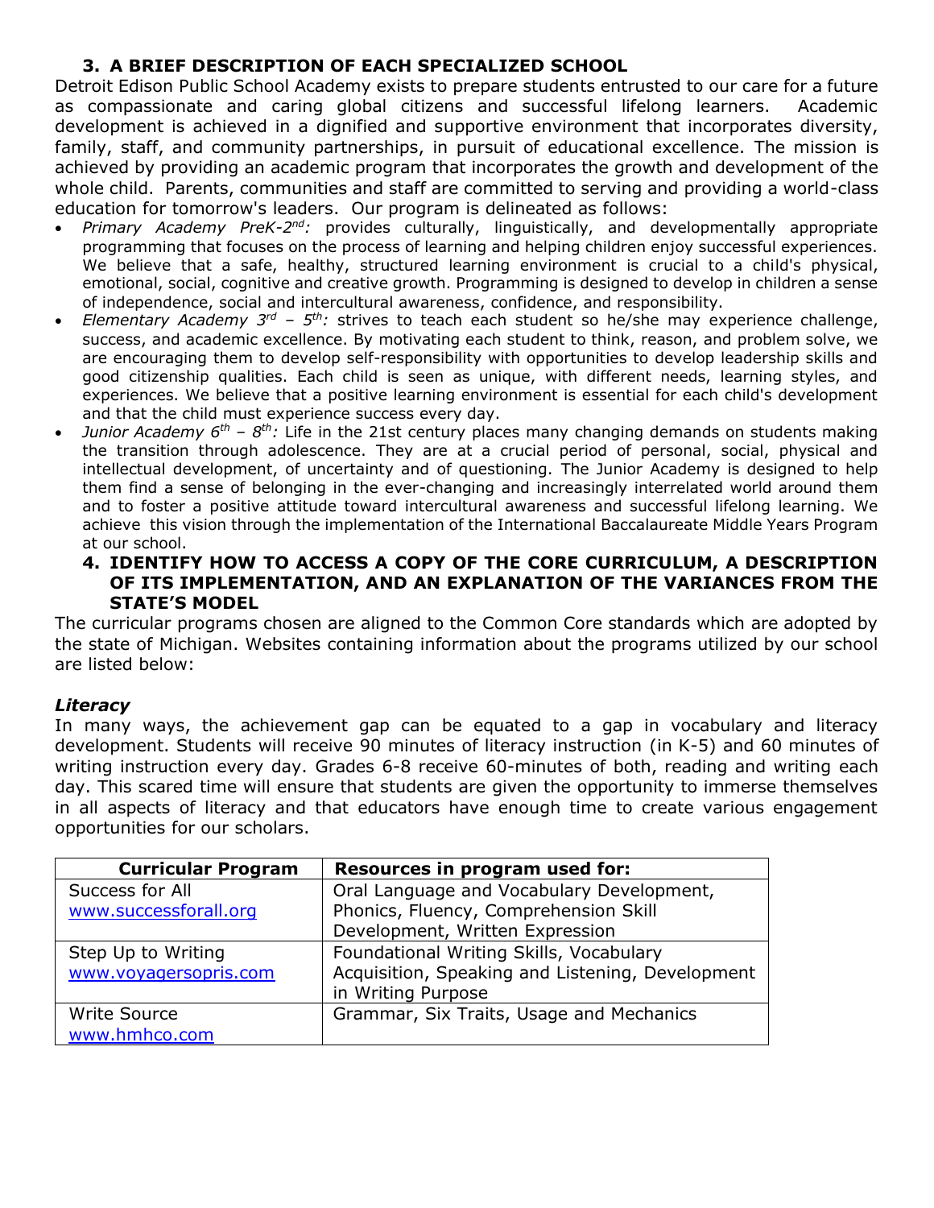### 3. A BRIEF DESCRIPTION OF EACH SPECIALIZED SCHOOL

Detroit Edison Public School Academy exists to prepare students entrusted to our care for a future as compassionate and caring global citizens and successful lifelong learners. Academic development is achieved in a dignified and supportive environment that incorporates diversity, family, staff, and community partnerships, in pursuit of educational excellence. The mission is achieved by providing an academic program that incorporates the growth and development of the whole child. Parents, communities and staff are committed to serving and providing a world-class education for tomorrow's leaders. Our program is delineated as follows:

- *Primary Academy PreK-2nd:* provides culturally, linguistically, and developmentally appropriate programming that focuses on the process of learning and helping children enjoy successful experiences. We believe that a safe, healthy, structured learning environment is crucial to a child's physical, emotional, social, cognitive and creative growth. Programming is designed to develop in children a sense of independence, social and intercultural awareness, confidence, and responsibility.
- *Elementary Academy 3rd – 5th:* strives to teach each student so he/she may experience challenge, success, and academic excellence. By motivating each student to think, reason, and problem solve, we are encouraging them to develop self-responsibility with opportunities to develop leadership skills and good citizenship qualities. Each child is seen as unique, with different needs, learning styles, and experiences. We believe that a positive learning environment is essential for each child's development and that the child must experience success every day.
- *Junior Academy 6th – 8th:* Life in the 21st century places many changing demands on students making the transition through adolescence. They are at a crucial period of personal, social, physical and intellectual development, of uncertainty and of questioning. The Junior Academy is designed to help them find a sense of belonging in the ever-changing and increasingly interrelated world around them and to foster a positive attitude toward intercultural awareness and successful lifelong learning. We achieve this vision through the implementation of the International Baccalaureate Middle Years Program at our school.

### 4. IDENTIFY HOW TO ACCESS A COPY OF THE CORE CURRICULUM, A DESCRIPTION OF ITS IMPLEMENTATION, AND AN EXPLANATION OF THE VARIANCES FROM THE STATE'S MODEL

The curricular programs chosen are aligned to the Common Core standards which are adopted by the state of Michigan. Websites containing information about the programs utilized by our school are listed below:

***Literacy***

In many ways, the achievement gap can be equated to a gap in vocabulary and literacy development. Students will receive 90 minutes of literacy instruction (in K-5) and 60 minutes of writing instruction every day. Grades 6-8 receive 60-minutes of both, reading and writing each day. This scared time will ensure that students are given the opportunity to immerse themselves in all aspects of literacy and that educators have enough time to create various engagement opportunities for our scholars.

| Curricular Program | Resources in program used for: |
| --- | --- |
| Success for All www.successforall.org | Oral Language and Vocabulary Development, Phonics, Fluency, Comprehension Skill Development, Written Expression |
| Step Up to Writing www.voyagersopris.com | Foundational Writing Skills, Vocabulary Acquisition, Speaking and Listening, Development in Writing Purpose |
| Write Source www.hmhco.com | Grammar, Six Traits, Usage and Mechanics |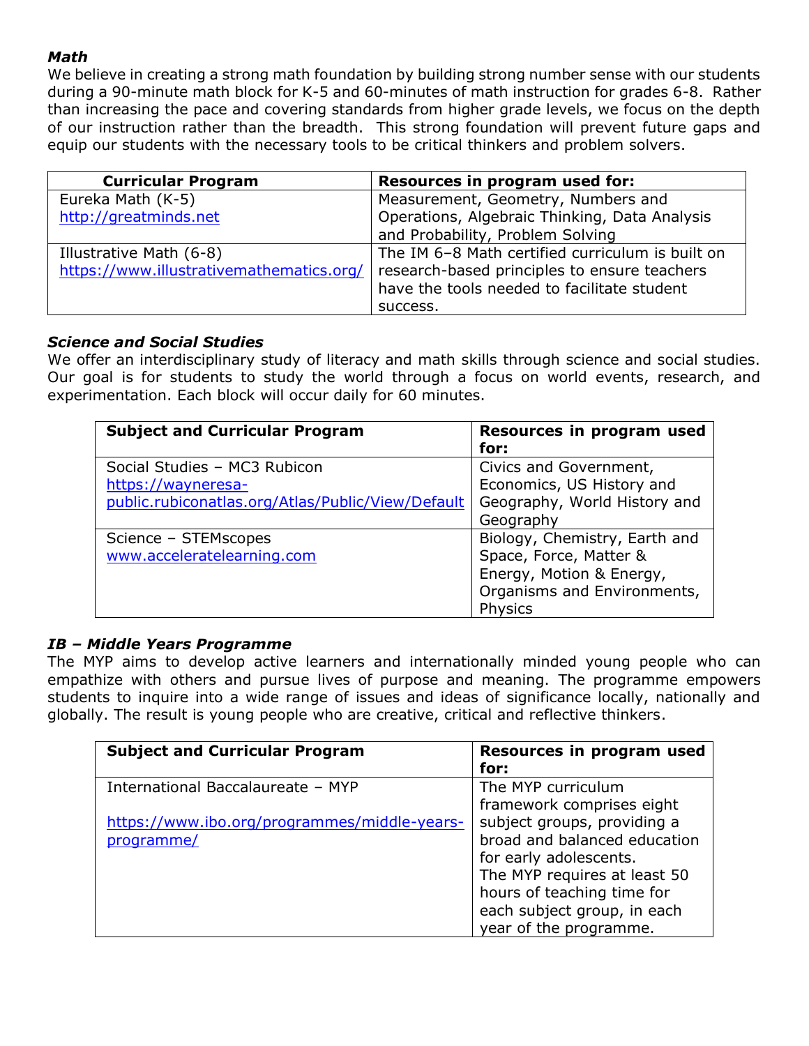***Math***

We believe in creating a strong math foundation by building strong number sense with our students during a 90-minute math block for K-5 and 60-minutes of math instruction for grades 6-8. Rather than increasing the pace and covering standards from higher grade levels, we focus on the depth of our instruction rather than the breadth. This strong foundation will prevent future gaps and equip our students with the necessary tools to be critical thinkers and problem solvers.

| Curricular Program | Resources in program used for: |
|---|---|
| Eureka Math (K-5) http://greatminds.net | Measurement, Geometry, Numbers and Operations, Algebraic Thinking, Data Analysis and Probability, Problem Solving |
| Illustrative Math (6-8) https://www.illustrativemathematics.org/ | The IM 6–8 Math certified curriculum is built on research-based principles to ensure teachers have the tools needed to facilitate student success. |

***Science and Social Studies***

We offer an interdisciplinary study of literacy and math skills through science and social studies. Our goal is for students to study the world through a focus on world events, research, and experimentation. Each block will occur daily for 60 minutes.

| Subject and Curricular Program | Resources in program used for: |
|---|---|
| Social Studies – MC3 Rubicon https://wayneresa-public.rubiconatlas.org/Atlas/Public/View/Default | Civics and Government, Economics, US History and Geography, World History and Geography |
| Science – STEMscopes www.acceleratelearning.com | Biology, Chemistry, Earth and Space, Force, Matter & Energy, Motion & Energy, Organisms and Environments, Physics |

***IB – Middle Years Programme***

The MYP aims to develop active learners and internationally minded young people who can empathize with others and pursue lives of purpose and meaning. The programme empowers students to inquire into a wide range of issues and ideas of significance locally, nationally and globally. The result is young people who are creative, critical and reflective thinkers.

| Subject and Curricular Program | Resources in program used for: |
|---|---|
| International Baccalaureate – MYP<br><br>https://www.ibo.org/programmes/middle-years-programme/ | The MYP curriculum framework comprises eight subject groups, providing a broad and balanced education for early adolescents. The MYP requires at least 50 hours of teaching time for each subject group, in each year of the programme. |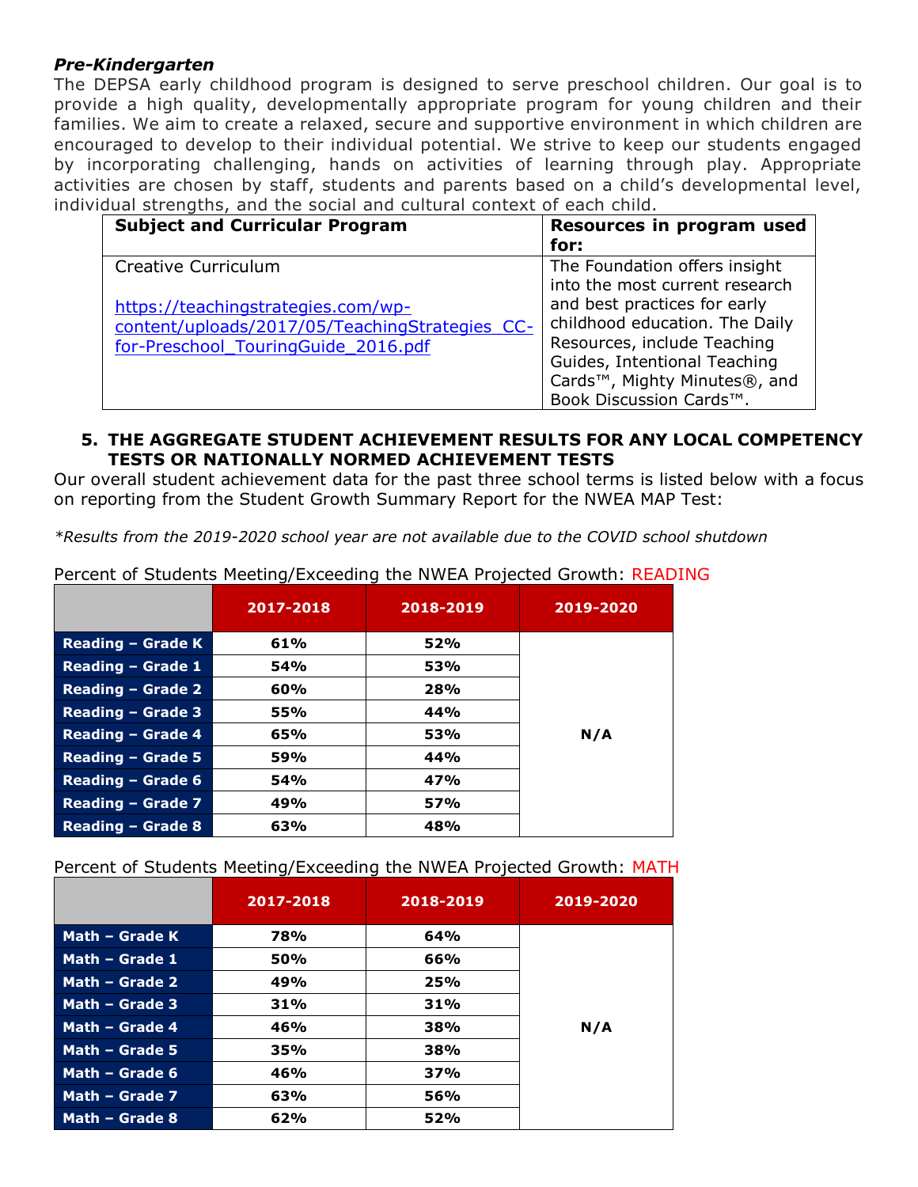***Pre-Kindergarten***

The DEPSA early childhood program is designed to serve preschool children. Our goal is to provide a high quality, developmentally appropriate program for young children and their families. We aim to create a relaxed, secure and supportive environment in which children are encouraged to develop to their individual potential. We strive to keep our students engaged by incorporating challenging, hands on activities of learning through play. Appropriate activities are chosen by staff, students and parents based on a child's developmental level, individual strengths, and the social and cultural context of each child.

| **Subject and Curricular Program** | **Resources in program used for:** |
|---|---|
| Creative Curriculum<br><br>https://teachingstrategies.com/wp-content/uploads/2017/05/TeachingStrategies_CC-for-Preschool_TouringGuide_2016.pdf | The Foundation offers insight into the most current research and best practices for early childhood education. The Daily Resources, include Teaching Guides, Intentional Teaching Cards™, Mighty Minutes®, and Book Discussion Cards™. |

**5. THE AGGREGATE STUDENT ACHIEVEMENT RESULTS FOR ANY LOCAL COMPETENCY TESTS OR NATIONALLY NORMED ACHIEVEMENT TESTS**

Our overall student achievement data for the past three school terms is listed below with a focus on reporting from the Student Growth Summary Report for the NWEA MAP Test:

*\*Results from the 2019-2020 school year are not available due to the COVID school shutdown*

Percent of Students Meeting/Exceeding the NWEA Projected Growth: READING

| | 2017-2018 | 2018-2019 | 2019-2020 |
|---|---|---|---|
| **Reading – Grade K** | **61%** | **52%** | |
| **Reading – Grade 1** | **54%** | **53%** | |
| **Reading – Grade 2** | **60%** | **28%** | |
| **Reading – Grade 3** | **55%** | **44%** | |
| **Reading – Grade 4** | **65%** | **53%** | **N/A** |
| **Reading – Grade 5** | **59%** | **44%** | |
| **Reading – Grade 6** | **54%** | **47%** | |
| **Reading – Grade 7** | **49%** | **57%** | |
| **Reading – Grade 8** | **63%** | **48%** | |

Percent of Students Meeting/Exceeding the NWEA Projected Growth: MATH

| | 2017-2018 | 2018-2019 | 2019-2020 |
|---|---|---|---|
| **Math – Grade K** | **78%** | **64%** | |
| **Math – Grade 1** | **50%** | **66%** | |
| **Math – Grade 2** | **49%** | **25%** | |
| **Math – Grade 3** | **31%** | **31%** | |
| **Math – Grade 4** | **46%** | **38%** | **N/A** |
| **Math – Grade 5** | **35%** | **38%** | |
| **Math – Grade 6** | **46%** | **37%** | |
| **Math – Grade 7** | **63%** | **56%** | |
| **Math – Grade 8** | **62%** | **52%** | |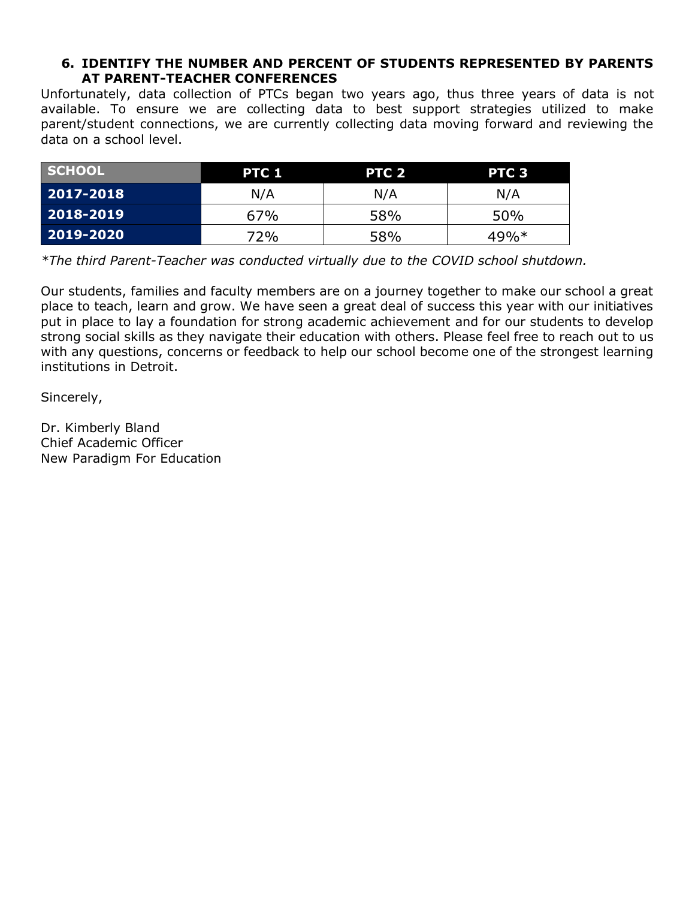### 6. IDENTIFY THE NUMBER AND PERCENT OF STUDENTS REPRESENTED BY PARENTS AT PARENT-TEACHER CONFERENCES

Unfortunately, data collection of PTCs began two years ago, thus three years of data is not available. To ensure we are collecting data to best support strategies utilized to make parent/student connections, we are currently collecting data moving forward and reviewing the data on a school level.

| SCHOOL | PTC 1 | PTC 2 | PTC 3 |
|---|---|---|---|
| 2017-2018 | N/A | N/A | N/A |
| 2018-2019 | 67% | 58% | 50% |
| 2019-2020 | 72% | 58% | 49%* |

*\*The third Parent-Teacher was conducted virtually due to the COVID school shutdown.*

Our students, families and faculty members are on a journey together to make our school a great place to teach, learn and grow. We have seen a great deal of success this year with our initiatives put in place to lay a foundation for strong academic achievement and for our students to develop strong social skills as they navigate their education with others. Please feel free to reach out to us with any questions, concerns or feedback to help our school become one of the strongest learning institutions in Detroit.

Sincerely,

Dr. Kimberly Bland
Chief Academic Officer
New Paradigm For Education